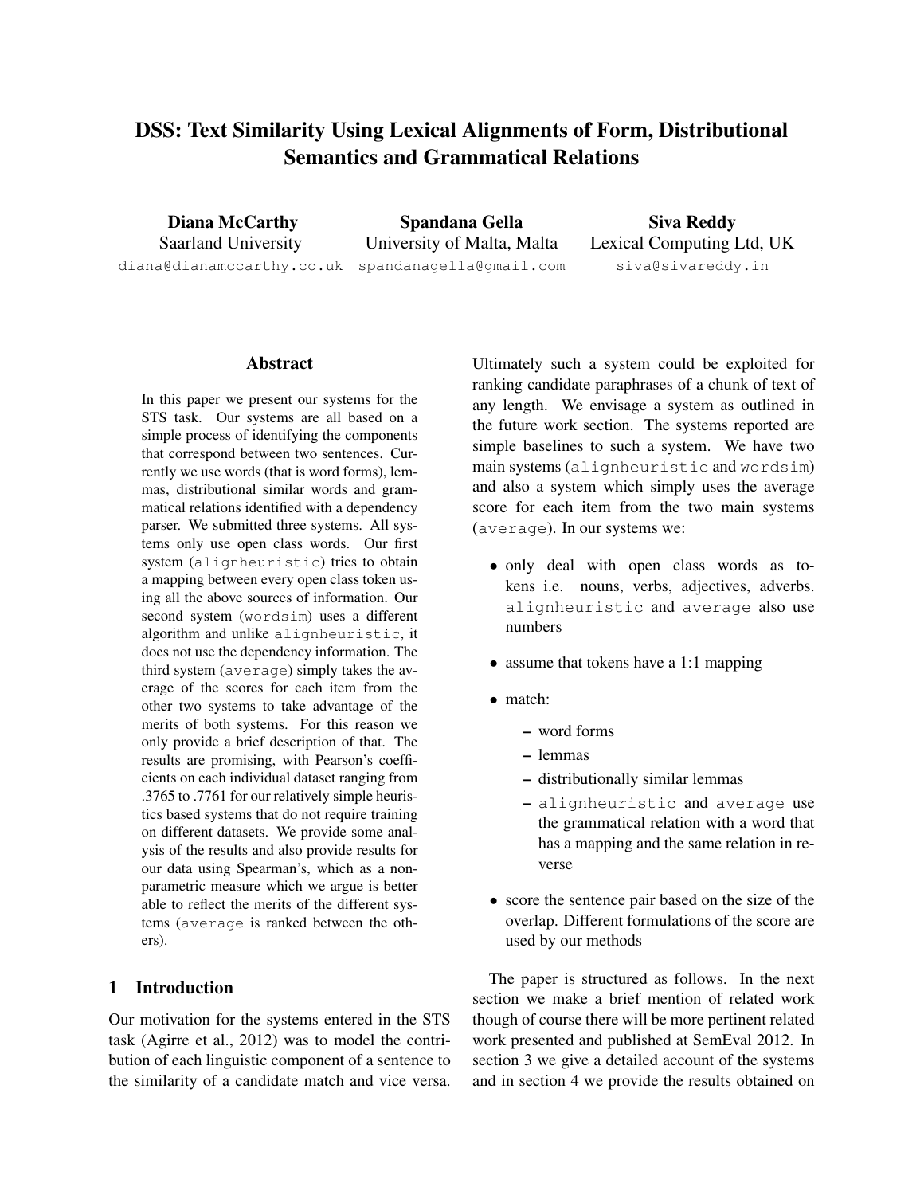# DSS: Text Similarity Using Lexical Alignments of Form, Distributional Semantics and Grammatical Relations

**Diana McCarthy**
Saarland University
diana@dianamccarthy.co.uk

**Spandana Gella**
University of Malta, Malta
spandanagella@gmail.com

**Siva Reddy**
Lexical Computing Ltd, UK
siva@sivareddy.in

## Abstract

In this paper we present our systems for the STS task. Our systems are all based on a simple process of identifying the components that correspond between two sentences. Currently we use words (that is word forms), lemmas, distributional similar words and grammatical relations identified with a dependency parser. We submitted three systems. All systems only use open class words. Our first system (`alignheuristic`) tries to obtain a mapping between every open class token using all the above sources of information. Our second system (`wordsim`) uses a different algorithm and unlike `alignheuristic`, it does not use the dependency information. The third system (`average`) simply takes the average of the scores for each item from the other two systems to take advantage of the merits of both systems. For this reason we only provide a brief description of that. The results are promising, with Pearson's coefficients on each individual dataset ranging from .3765 to .7761 for our relatively simple heuristics based systems that do not require training on different datasets. We provide some analysis of the results and also provide results for our data using Spearman's, which as a nonparametric measure which we argue is better able to reflect the merits of the different systems (`average` is ranked between the others).

## 1 Introduction

Our motivation for the systems entered in the STS task (Agirre et al., 2012) was to model the contribution of each linguistic component of a sentence to the similarity of a candidate match and vice versa. Ultimately such a system could be exploited for ranking candidate paraphrases of a chunk of text of any length. We envisage a system as outlined in the future work section. The systems reported are simple baselines to such a system. We have two main systems (`alignheuristic` and `wordsim`) and also a system which simply uses the average score for each item from the two main systems (`average`). In our systems we:

- only deal with open class words as tokens i.e. nouns, verbs, adjectives, adverbs. `alignheuristic` and `average` also use numbers
- assume that tokens have a 1:1 mapping
- match:
  - word forms
  - lemmas
  - distributionally similar lemmas
  - `alignheuristic` and `average` use the grammatical relation with a word that has a mapping and the same relation in reverse
- score the sentence pair based on the size of the overlap. Different formulations of the score are used by our methods

The paper is structured as follows. In the next section we make a brief mention of related work though of course there will be more pertinent related work presented and published at SemEval 2012. In section 3 we give a detailed account of the systems and in section 4 we provide the results obtained on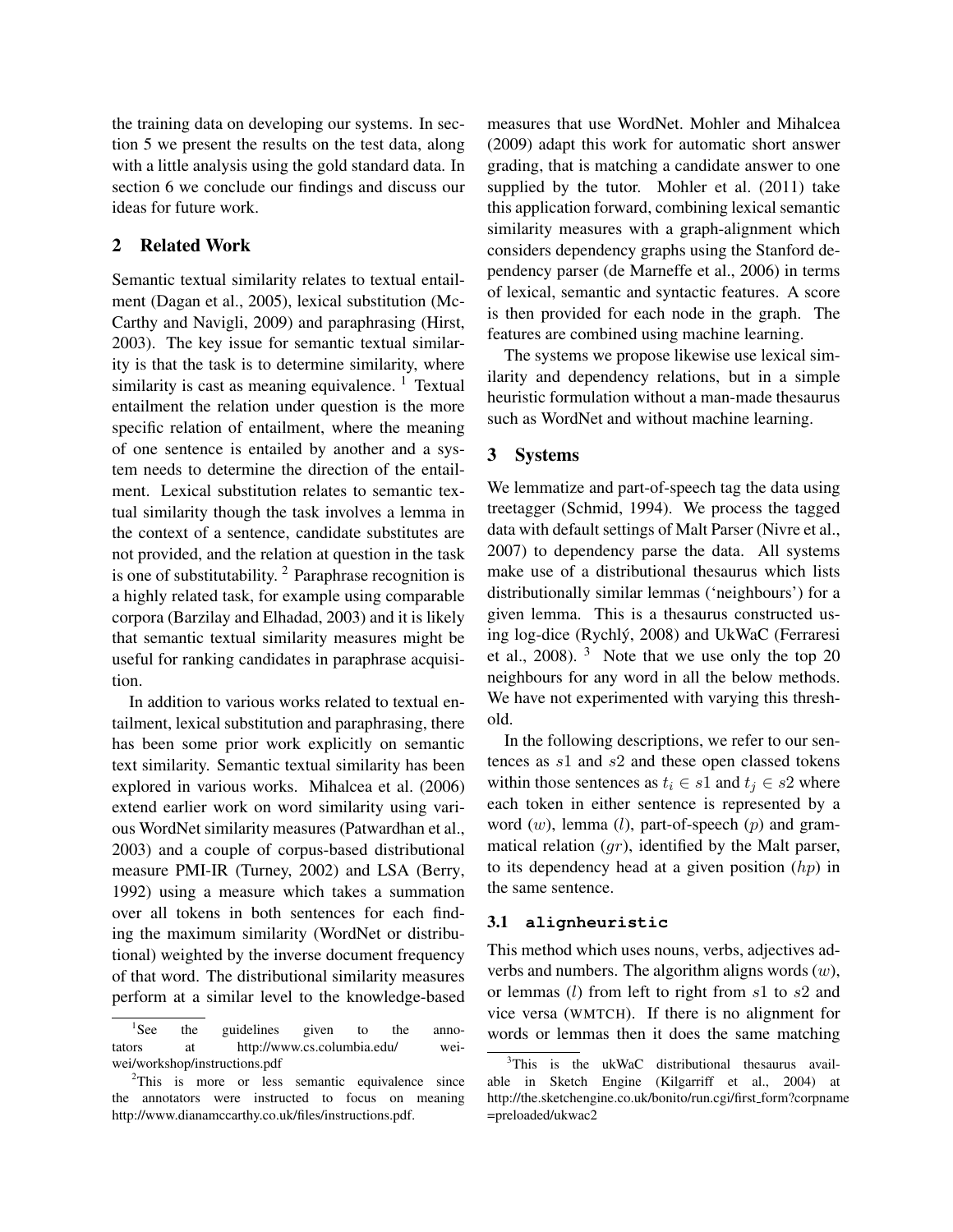the training data on developing our systems. In section 5 we present the results on the test data, along with a little analysis using the gold standard data. In section 6 we conclude our findings and discuss our ideas for future work.

## 2 Related Work

Semantic textual similarity relates to textual entailment (Dagan et al., 2005), lexical substitution (McCarthy and Navigli, 2009) and paraphrasing (Hirst, 2003). The key issue for semantic textual similarity is that the task is to determine similarity, where similarity is cast as meaning equivalence. [1] Textual entailment the relation under question is the more specific relation of entailment, where the meaning of one sentence is entailed by another and a system needs to determine the direction of the entailment. Lexical substitution relates to semantic textual similarity though the task involves a lemma in the context of a sentence, candidate substitutes are not provided, and the relation at question in the task is one of substitutability. [2] Paraphrase recognition is a highly related task, for example using comparable corpora (Barzilay and Elhadad, 2003) and it is likely that semantic textual similarity measures might be useful for ranking candidates in paraphrase acquisition.

In addition to various works related to textual entailment, lexical substitution and paraphrasing, there has been some prior work explicitly on semantic text similarity. Semantic textual similarity has been explored in various works. Mihalcea et al. (2006) extend earlier work on word similarity using various WordNet similarity measures (Patwardhan et al., 2003) and a couple of corpus-based distributional measure PMI-IR (Turney, 2002) and LSA (Berry, 1992) using a measure which takes a summation over all tokens in both sentences for each finding the maximum similarity (WordNet or distributional) weighted by the inverse document frequency of that word. The distributional similarity measures perform at a similar level to the knowledge-based measures that use WordNet. Mohler and Mihalcea (2009) adapt this work for automatic short answer grading, that is matching a candidate answer to one supplied by the tutor. Mohler et al. (2011) take this application forward, combining lexical semantic similarity measures with a graph-alignment which considers dependency graphs using the Stanford dependency parser (de Marneffe et al., 2006) in terms of lexical, semantic and syntactic features. A score is then provided for each node in the graph. The features are combined using machine learning.

The systems we propose likewise use lexical similarity and dependency relations, but in a simple heuristic formulation without a man-made thesaurus such as WordNet and without machine learning.

## 3 Systems

We lemmatize and part-of-speech tag the data using treetagger (Schmid, 1994). We process the tagged data with default settings of Malt Parser (Nivre et al., 2007) to dependency parse the data. All systems make use of a distributional thesaurus which lists distributionally similar lemmas ('neighbours') for a given lemma. This is a thesaurus constructed using log-dice (Rychlý, 2008) and UkWaC (Ferraresi et al., 2008). [3] Note that we use only the top 20 neighbours for any word in all the below methods. We have not experimented with varying this threshold.

In the following descriptions, we refer to our sentences as $s1$ and $s2$ and these open classed tokens within those sentences as $t_i \in s1$ and $t_j \in s2$ where each token in either sentence is represented by a word ($w$), lemma ($l$), part-of-speech ($p$) and grammatical relation ($gr$), identified by the Malt parser, to its dependency head at a given position ($hp$) in the same sentence.

### 3.1 `alignheuristic`

This method which uses nouns, verbs, adjectives adverbs and numbers. The algorithm aligns words ($w$), or lemmas ($l$) from left to right from $s1$ to $s2$ and vice versa (WMTCH). If there is no alignment for words or lemmas then it does the same matching

[1] See the guidelines given to the annotators at http://www.cs.columbia.edu/weiwei/workshop/instructions.pdf

[2] This is more or less semantic equivalence since the annotators were instructed to focus on meaning http://www.dianamccarthy.co.uk/files/instructions.pdf.

[3] This is the ukWaC distributional thesaurus available in Sketch Engine (Kilgarriff et al., 2004) at http://the.sketchengine.co.uk/bonito/run.cgi/first_form?corpname=preloaded/ukwac2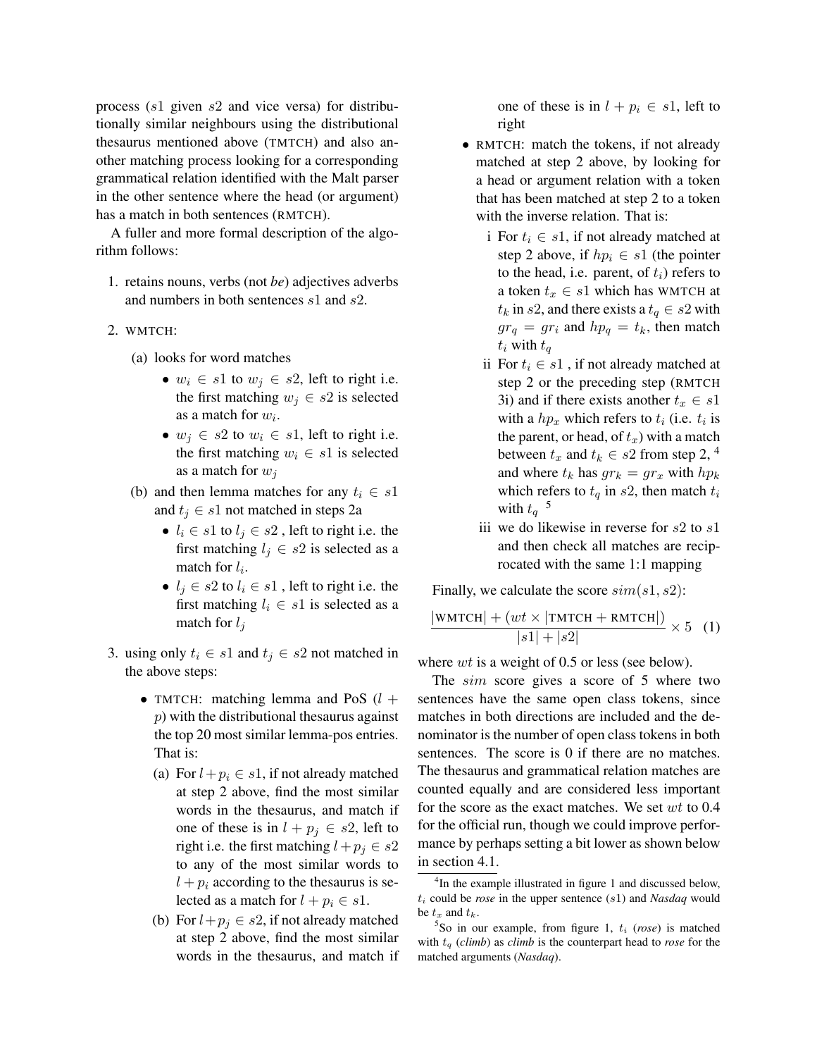process ($s1$ given $s2$ and vice versa) for distributionally similar neighbours using the distributional thesaurus mentioned above (TMTCH) and also another matching process looking for a corresponding grammatical relation identified with the Malt parser in the other sentence where the head (or argument) has a match in both sentences (RMTCH).

A fuller and more formal description of the algorithm follows:

1. retains nouns, verbs (not *be*) adjectives adverbs and numbers in both sentences $s1$ and $s2$.

2. WMTCH:

   (a) looks for word matches
   - $w_i \in s1$ to $w_j \in s2$, left to right i.e. the first matching $w_j \in s2$ is selected as a match for $w_i$.
   - $w_j \in s2$ to $w_i \in s1$, left to right i.e. the first matching $w_i \in s1$ is selected as a match for $w_j$

   (b) and then lemma matches for any $t_i \in s1$ and $t_j \in s1$ not matched in steps 2a
   - $l_i \in s1$ to $l_j \in s2$ , left to right i.e. the first matching $l_j \in s2$ is selected as a match for $l_i$.
   - $l_j \in s2$ to $l_i \in s1$ , left to right i.e. the first matching $l_i \in s1$ is selected as a match for $l_j$

3. using only $t_i \in s1$ and $t_j \in s2$ not matched in the above steps:
   - TMTCH: matching lemma and PoS ($l + p$) with the distributional thesaurus against the top 20 most similar lemma-pos entries. That is:

     (a) For $l + p_i \in s1$, if not already matched at step 2 above, find the most similar words in the thesaurus, and match if one of these is in $l + p_j \in s2$, left to right i.e. the first matching $l + p_j \in s2$ to any of the most similar words to $l + p_i$ according to the thesaurus is selected as a match for $l + p_i \in s1$.

     (b) For $l + p_j \in s2$, if not already matched at step 2 above, find the most similar words in the thesaurus, and match if one of these is in $l + p_i \in s1$, left to right

   - RMTCH: match the tokens, if not already matched at step 2 above, by looking for a head or argument relation with a token that has been matched at step 2 to a token with the inverse relation. That is:

     i For $t_i \in s1$, if not already matched at step 2 above, if $hp_i \in s1$ (the pointer to the head, i.e. parent, of $t_i$) refers to a token $t_x \in s1$ which has WMTCH at $t_k$ in $s2$, and there exists a $t_q \in s2$ with $gr_q = gr_i$ and $hp_q = t_k$, then match $t_i$ with $t_q$

     ii For $t_i \in s1$ , if not already matched at step 2 or the preceding step (RMTCH 3i) and if there exists another $t_x \in s1$ with a $hp_x$ which refers to $t_i$ (i.e. $t_i$ is the parent, or head, of $t_x$) with a match between $t_x$ and $t_k \in s2$ from step 2, [4] and where $t_k$ has $gr_k = gr_x$ with $hp_k$ which refers to $t_q$ in $s2$, then match $t_i$ with $t_q$ [5]

     iii we do likewise in reverse for $s2$ to $s1$ and then check all matches are reciprocated with the same 1:1 mapping

Finally, we calculate the score $sim(s1, s2)$:

$$\frac{|\text{WMTCH}| + (wt \times |\text{TMTCH} + \text{RMTCH}|)}{|s1| + |s2|} \times 5 \quad (1)$$

where $wt$ is a weight of 0.5 or less (see below).

The $sim$ score gives a score of 5 where two sentences have the same open class tokens, since matches in both directions are included and the denominator is the number of open class tokens in both sentences. The score is 0 if there are no matches. The thesaurus and grammatical relation matches are counted equally and are considered less important for the score as the exact matches. We set $wt$ to 0.4 for the official run, though we could improve performance by perhaps setting a bit lower as shown below in section 4.1.

---

[4] In the example illustrated in figure 1 and discussed below, $t_i$ could be *rose* in the upper sentence ($s1$) and *Nasdaq* would be $t_x$ and $t_k$.

[5] So in our example, from figure 1, $t_i$ (*rose*) is matched with $t_q$ (*climb*) as *climb* is the counterpart head to *rose* for the matched arguments (*Nasdaq*).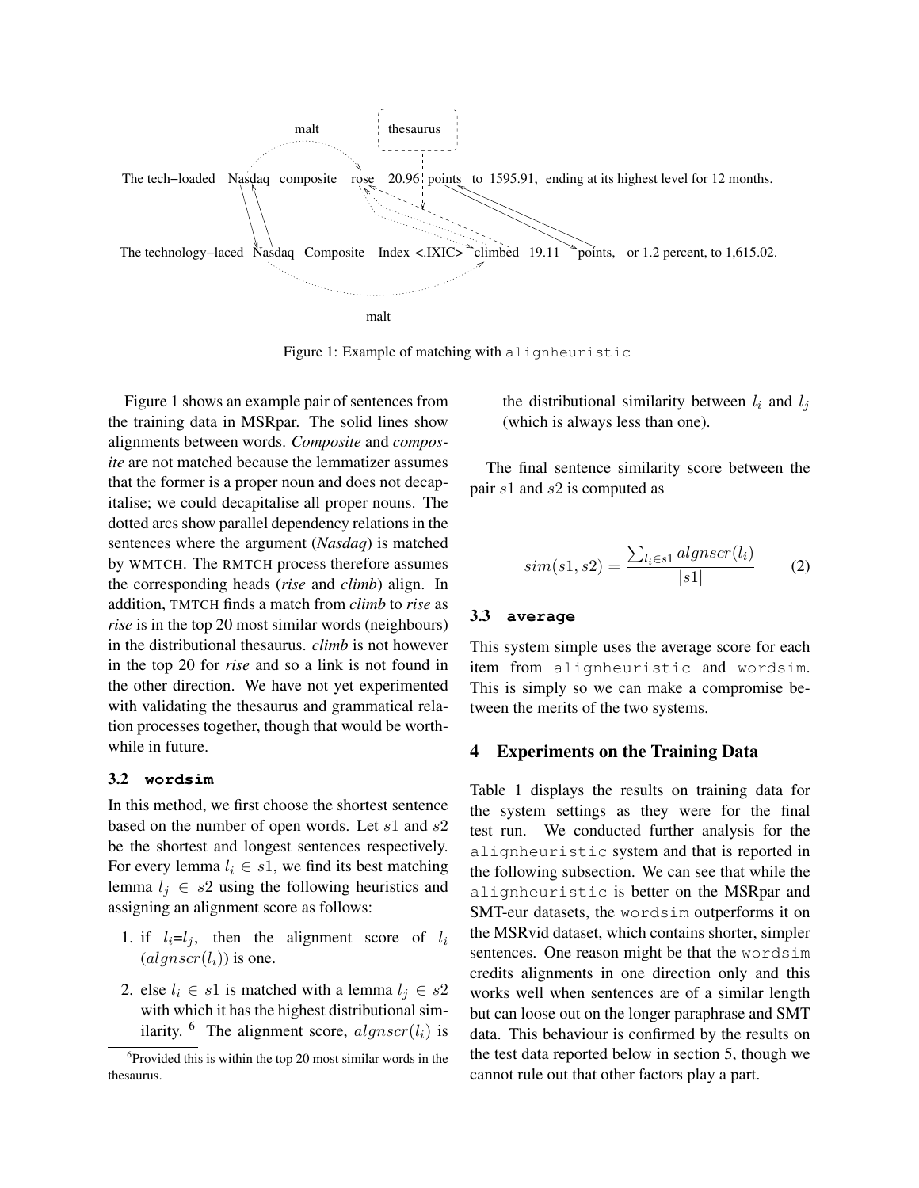The tech−loaded Nasdaq composite rose 20.96 points to 1595.91, ending at its highest level for 12 months.

The technology−laced Nasdaq Composite Index <.IXIC> climbed 19.11 points, or 1.2 percent, to 1,615.02.

Figure 1: Example of matching with `alignheuristic`

Figure 1 shows an example pair of sentences from the training data in MSRpar. The solid lines show alignments between words. *Composite* and *composite* are not matched because the lemmatizer assumes that the former is a proper noun and does not decapitalise; we could decapitalise all proper nouns. The dotted arcs show parallel dependency relations in the sentences where the argument (*Nasdaq*) is matched by WMTCH. The RMTCH process therefore assumes the corresponding heads (*rise* and *climb*) align. In addition, TMTCH finds a match from *climb* to *rise* as *rise* is in the top 20 most similar words (neighbours) in the distributional thesaurus. *climb* is not however in the top 20 for *rise* and so a link is not found in the other direction. We have not yet experimented with validating the thesaurus and grammatical relation processes together, though that would be worthwhile in future.

### 3.2 `wordsim`

In this method, we first choose the shortest sentence based on the number of open words. Let $s1$ and $s2$ be the shortest and longest sentences respectively. For every lemma $l_i \in s1$, we find its best matching lemma $l_j \in s2$ using the following heuristics and assigning an alignment score as follows:

1. if $l_i$=$l_j$, then the alignment score of $l_i$ ($algnscr(l_i)$) is one.
2. else $l_i \in s1$ is matched with a lemma $l_j \in s2$ with which it has the highest distributional similarity. [6] The alignment score, $algnscr(l_i)$ is the distributional similarity between $l_i$ and $l_j$ (which is always less than one).

The final sentence similarity score between the pair $s1$ and $s2$ is computed as

$$sim(s1, s2) = \frac{\sum_{l_i \in s1} algnscr(l_i)}{|s1|} \quad (2)$$

### 3.3 `average`

This system simple uses the average score for each item from `alignheuristic` and `wordsim`. This is simply so we can make a compromise between the merits of the two systems.

## 4 Experiments on the Training Data

Table 1 displays the results on training data for the system settings as they were for the final test run. We conducted further analysis for the `alignheuristic` system and that is reported in the following subsection. We can see that while the `alignheuristic` is better on the MSRpar and SMT-eur datasets, the `wordsim` outperforms it on the MSRvid dataset, which contains shorter, simpler sentences. One reason might be that the `wordsim` credits alignments in one direction only and this works well when sentences are of a similar length but can loose out on the longer paraphrase and SMT data. This behaviour is confirmed by the results on the test data reported below in section 5, though we cannot rule out that other factors play a part.

[6] Provided this is within the top 20 most similar words in the thesaurus.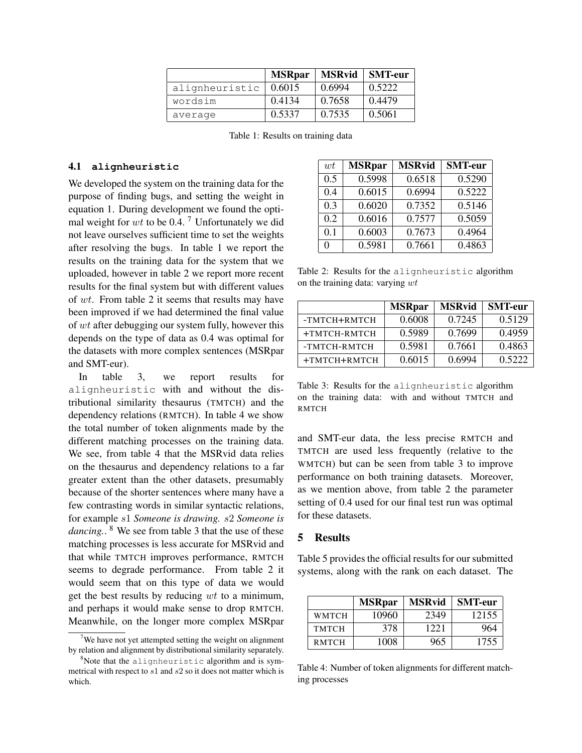|  | **MSRpar** | **MSRvid** | **SMT-eur** |
|---|---|---|---|
| `alignheuristic` | 0.6015 | 0.6994 | 0.5222 |
| `wordsim` | 0.4134 | 0.7658 | 0.4479 |
| `average` | 0.5337 | 0.7535 | 0.5061 |

Table 1: Results on training data

### 4.1 `alignheuristic`

We developed the system on the training data for the purpose of finding bugs, and setting the weight in equation 1. During development we found the optimal weight for $wt$ to be 0.4.[7] Unfortunately we did not leave ourselves sufficient time to set the weights after resolving the bugs. In table 1 we report the results on the training data for the system that we uploaded, however in table 2 we report more recent results for the final system but with different values of $wt$. From table 2 it seems that results may have been improved if we had determined the final value of $wt$ after debugging our system fully, however this depends on the type of data as 0.4 was optimal for the datasets with more complex sentences (MSRpar and SMT-eur).

In table 3, we report results for `alignheuristic` with and without the distributional similarity thesaurus (TMTCH) and the dependency relations (RMTCH). In table 4 we show the total number of token alignments made by the different matching processes on the training data. We see, from table 4 that the MSRvid data relies on the thesaurus and dependency relations to a far greater extent than the other datasets, presumably because of the shorter sentences where many have a few contrasting words in similar syntactic relations, for example $s1$ *Someone is drawing.* $s2$ *Someone is dancing.*.[8] We see from table 3 that the use of these matching processes is less accurate for MSRvid and that while TMTCH improves performance, RMTCH seems to degrade performance. From table 2 it would seem that on this type of data we would get the best results by reducing $wt$ to a minimum, and perhaps it would make sense to drop RMTCH. Meanwhile, on the longer more complex MSRpar and SMT-eur data, the less precise RMTCH and TMTCH are used less frequently (relative to the WMTCH) but can be seen from table 3 to improve performance on both training datasets. Moreover, as we mention above, from table 2 the parameter setting of 0.4 used for our final test run was optimal for these datasets.

[7] We have not yet attempted setting the weight on alignment by relation and alignment by distributional similarity separately.

[8] Note that the `alignheuristic` algorithm and is symmetrical with respect to $s1$ and $s2$ so it does not matter which is which.

| $wt$ | **MSRpar** | **MSRvid** | **SMT-eur** |
|---|---|---|---|
| 0.5 | 0.5998 | 0.6518 | 0.5290 |
| 0.4 | 0.6015 | 0.6994 | 0.5222 |
| 0.3 | 0.6020 | 0.7352 | 0.5146 |
| 0.2 | 0.6016 | 0.7577 | 0.5059 |
| 0.1 | 0.6003 | 0.7673 | 0.4964 |
| 0 | 0.5981 | 0.7661 | 0.4863 |

Table 2: Results for the `alignheuristic` algorithm on the training data: varying $wt$

|  | **MSRpar** | **MSRvid** | **SMT-eur** |
|---|---|---|---|
| -TMTCH+RMTCH | 0.6008 | 0.7245 | 0.5129 |
| +TMTCH-RMTCH | 0.5989 | 0.7699 | 0.4959 |
| -TMTCH-RMTCH | 0.5981 | 0.7661 | 0.4863 |
| +TMTCH+RMTCH | 0.6015 | 0.6994 | 0.5222 |

Table 3: Results for the `alignheuristic` algorithm on the training data: with and without TMTCH and RMTCH

## 5 Results

Table 5 provides the official results for our submitted systems, along with the rank on each dataset. The

|  | **MSRpar** | **MSRvid** | **SMT-eur** |
|---|---|---|---|
| WMTCH | 10960 | 2349 | 12155 |
| TMTCH | 378 | 1221 | 964 |
| RMTCH | 1008 | 965 | 1755 |

Table 4: Number of token alignments for different matching processes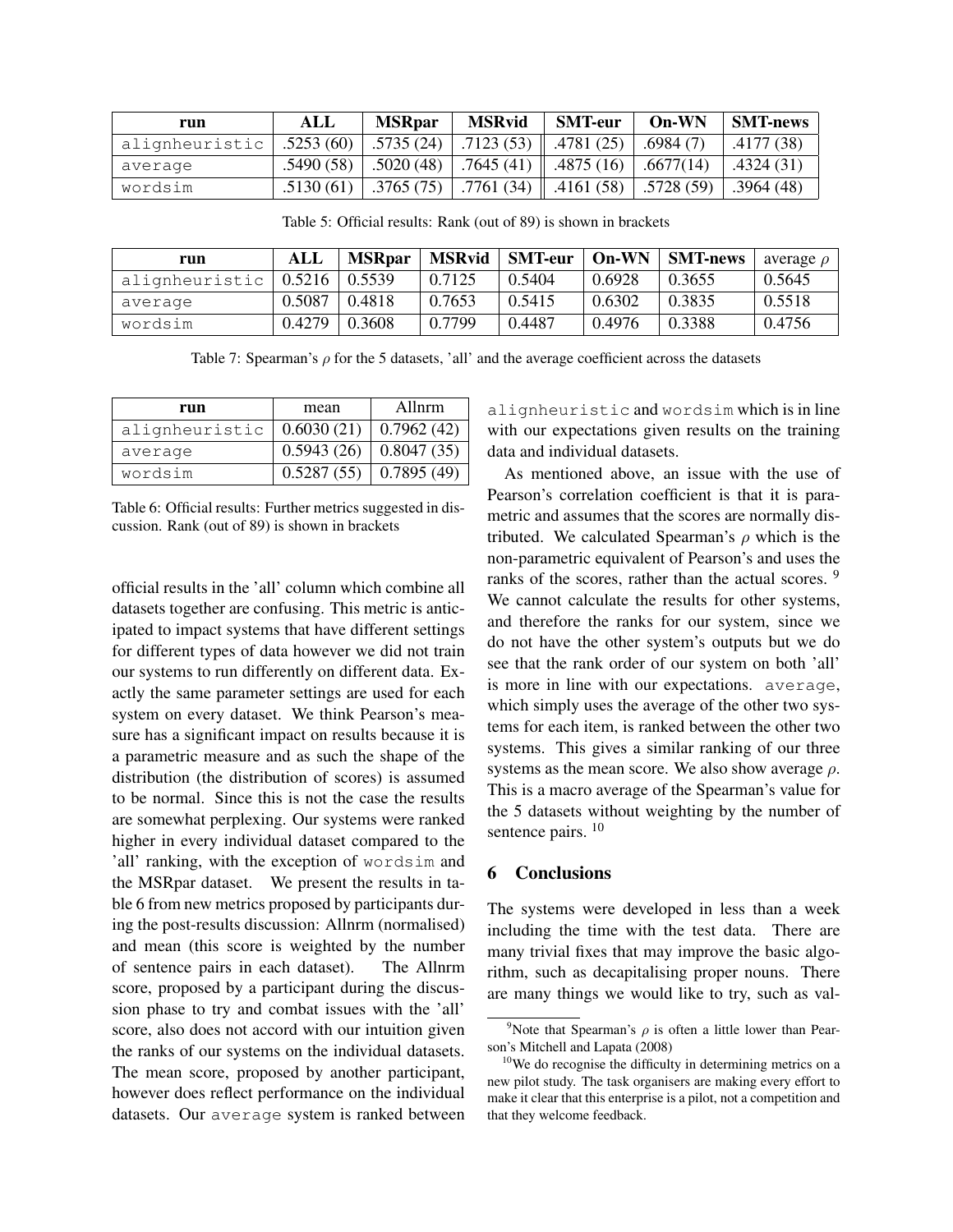| run | ALL | MSRpar | MSRvid | SMT-eur | On-WN | SMT-news |
| --- | --- | --- | --- | --- | --- | --- |
| alignheuristic | .5253 (60) | .5735 (24) | .7123 (53) | .4781 (25) | .6984 (7) | .4177 (38) |
| average | .5490 (58) | .5020 (48) | .7645 (41) | .4875 (16) | .6677(14) | .4324 (31) |
| wordsim | .5130 (61) | .3765 (75) | .7761 (34) | .4161 (58) | .5728 (59) | .3964 (48) |

Table 5: Official results: Rank (out of 89) is shown in brackets

| run | ALL | MSRpar | MSRvid | SMT-eur | On-WN | SMT-news | average $\rho$ |
| --- | --- | --- | --- | --- | --- | --- | --- |
| alignheuristic | 0.5216 | 0.5539 | 0.7125 | 0.5404 | 0.6928 | 0.3655 | 0.5645 |
| average | 0.5087 | 0.4818 | 0.7653 | 0.5415 | 0.6302 | 0.3835 | 0.5518 |
| wordsim | 0.4279 | 0.3608 | 0.7799 | 0.4487 | 0.4976 | 0.3388 | 0.4756 |

Table 7: Spearman's $\rho$ for the 5 datasets, 'all' and the average coefficient across the datasets

| run | mean | Allnrm |
| --- | --- | --- |
| alignheuristic | 0.6030 (21) | 0.7962 (42) |
| average | 0.5943 (26) | 0.8047 (35) |
| wordsim | 0.5287 (55) | 0.7895 (49) |

Table 6: Official results: Further metrics suggested in discussion. Rank (out of 89) is shown in brackets

official results in the 'all' column which combine all datasets together are confusing. This metric is anticipated to impact systems that have different settings for different types of data however we did not train our systems to run differently on different data. Exactly the same parameter settings are used for each system on every dataset. We think Pearson's measure has a significant impact on results because it is a parametric measure and as such the shape of the distribution (the distribution of scores) is assumed to be normal. Since this is not the case the results are somewhat perplexing. Our systems were ranked higher in every individual dataset compared to the 'all' ranking, with the exception of wordsim and the MSRpar dataset. We present the results in table 6 from new metrics proposed by participants during the post-results discussion: Allnrm (normalised) and mean (this score is weighted by the number of sentence pairs in each dataset). The Allnrm score, proposed by a participant during the discussion phase to try and combat issues with the 'all' score, also does not accord with our intuition given the ranks of our systems on the individual datasets. The mean score, proposed by another participant, however does reflect performance on the individual datasets. Our average system is ranked between alignheuristic and wordsim which is in line with our expectations given results on the training data and individual datasets.

As mentioned above, an issue with the use of Pearson's correlation coefficient is that it is parametric and assumes that the scores are normally distributed. We calculated Spearman's $\rho$ which is the non-parametric equivalent of Pearson's and uses the ranks of the scores, rather than the actual scores. [9] We cannot calculate the results for other systems, and therefore the ranks for our system, since we do not have the other system's outputs but we do see that the rank order of our system on both 'all' is more in line with our expectations. average, which simply uses the average of the other two systems for each item, is ranked between the other two systems. This gives a similar ranking of our three systems as the mean score. We also show average $\rho$. This is a macro average of the Spearman's value for the 5 datasets without weighting by the number of sentence pairs. [10]

## 6 Conclusions

The systems were developed in less than a week including the time with the test data. There are many trivial fixes that may improve the basic algorithm, such as decapitalising proper nouns. There are many things we would like to try, such as val-

[9] Note that Spearman's $\rho$ is often a little lower than Pearson's Mitchell and Lapata (2008)

[10] We do recognise the difficulty in determining metrics on a new pilot study. The task organisers are making every effort to make it clear that this enterprise is a pilot, not a competition and that they welcome feedback.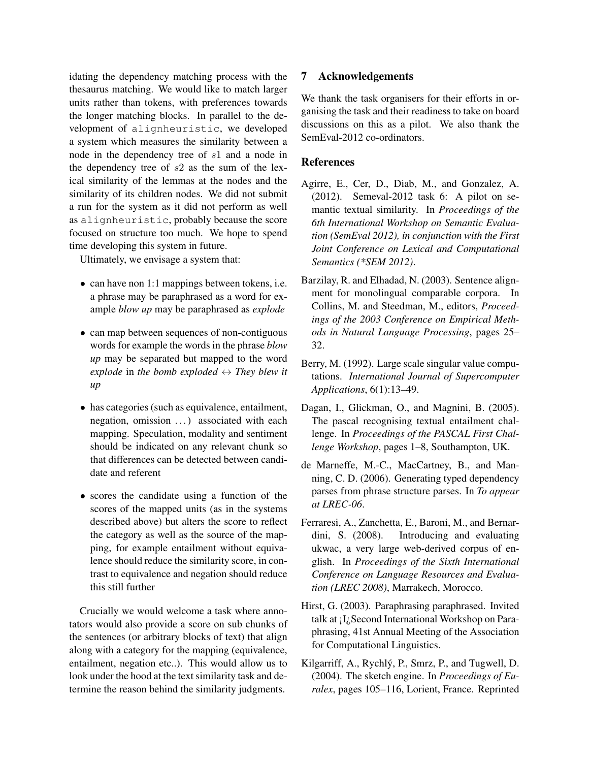idating the dependency matching process with the thesaurus matching. We would like to match larger units rather than tokens, with preferences towards the longer matching blocks. In parallel to the development of `alignheuristic`, we developed a system which measures the similarity between a node in the dependency tree of $s1$ and a node in the dependency tree of $s2$ as the sum of the lexical similarity of the lemmas at the nodes and the similarity of its children nodes. We did not submit a run for the system as it did not perform as well as `alignheuristic`, probably because the score focused on structure too much. We hope to spend time developing this system in future.

Ultimately, we envisage a system that:

- can have non 1:1 mappings between tokens, i.e. a phrase may be paraphrased as a word for example *blow up* may be paraphrased as *explode*
- can map between sequences of non-contiguous words for example the words in the phrase *blow up* may be separated but mapped to the word *explode* in *the bomb exploded* $\leftrightarrow$ *They blew it up*
- has categories (such as equivalence, entailment, negation, omission ...) associated with each mapping. Speculation, modality and sentiment should be indicated on any relevant chunk so that differences can be detected between candidate and referent
- scores the candidate using a function of the scores of the mapped units (as in the systems described above) but alters the score to reflect the category as well as the source of the mapping, for example entailment without equivalence should reduce the similarity score, in contrast to equivalence and negation should reduce this still further

Crucially we would welcome a task where annotators would also provide a score on sub chunks of the sentences (or arbitrary blocks of text) that align along with a category for the mapping (equivalence, entailment, negation etc..). This would allow us to look under the hood at the text similarity task and determine the reason behind the similarity judgments.

## 7 Acknowledgements

We thank the task organisers for their efforts in organising the task and their readiness to take on board discussions on this as a pilot. We also thank the SemEval-2012 co-ordinators.

## References

Agirre, E., Cer, D., Diab, M., and Gonzalez, A. (2012). Semeval-2012 task 6: A pilot on semantic textual similarity. In *Proceedings of the 6th International Workshop on Semantic Evaluation (SemEval 2012), in conjunction with the First Joint Conference on Lexical and Computational Semantics (*SEM 2012)*.

Barzilay, R. and Elhadad, N. (2003). Sentence alignment for monolingual comparable corpora. In Collins, M. and Steedman, M., editors, *Proceedings of the 2003 Conference on Empirical Methods in Natural Language Processing*, pages 25–32.

Berry, M. (1992). Large scale singular value computations. *International Journal of Supercomputer Applications*, 6(1):13–49.

Dagan, I., Glickman, O., and Magnini, B. (2005). The pascal recognising textual entailment challenge. In *Proceedings of the PASCAL First Challenge Workshop*, pages 1–8, Southampton, UK.

de Marneffe, M.-C., MacCartney, B., and Manning, C. D. (2006). Generating typed dependency parses from phrase structure parses. In *To appear at LREC-06*.

Ferraresi, A., Zanchetta, E., Baroni, M., and Bernardini, S. (2008). Introducing and evaluating ukwac, a very large web-derived corpus of english. In *Proceedings of the Sixth International Conference on Language Resources and Evaluation (LREC 2008)*, Marrakech, Morocco.

Hirst, G. (2003). Paraphrasing paraphrased. Invited talk at ¡I¿Second International Workshop on Paraphrasing, 41st Annual Meeting of the Association for Computational Linguistics.

Kilgarriff, A., Rychlý, P., Smrz, P., and Tugwell, D. (2004). The sketch engine. In *Proceedings of Euralex*, pages 105–116, Lorient, France. Reprinted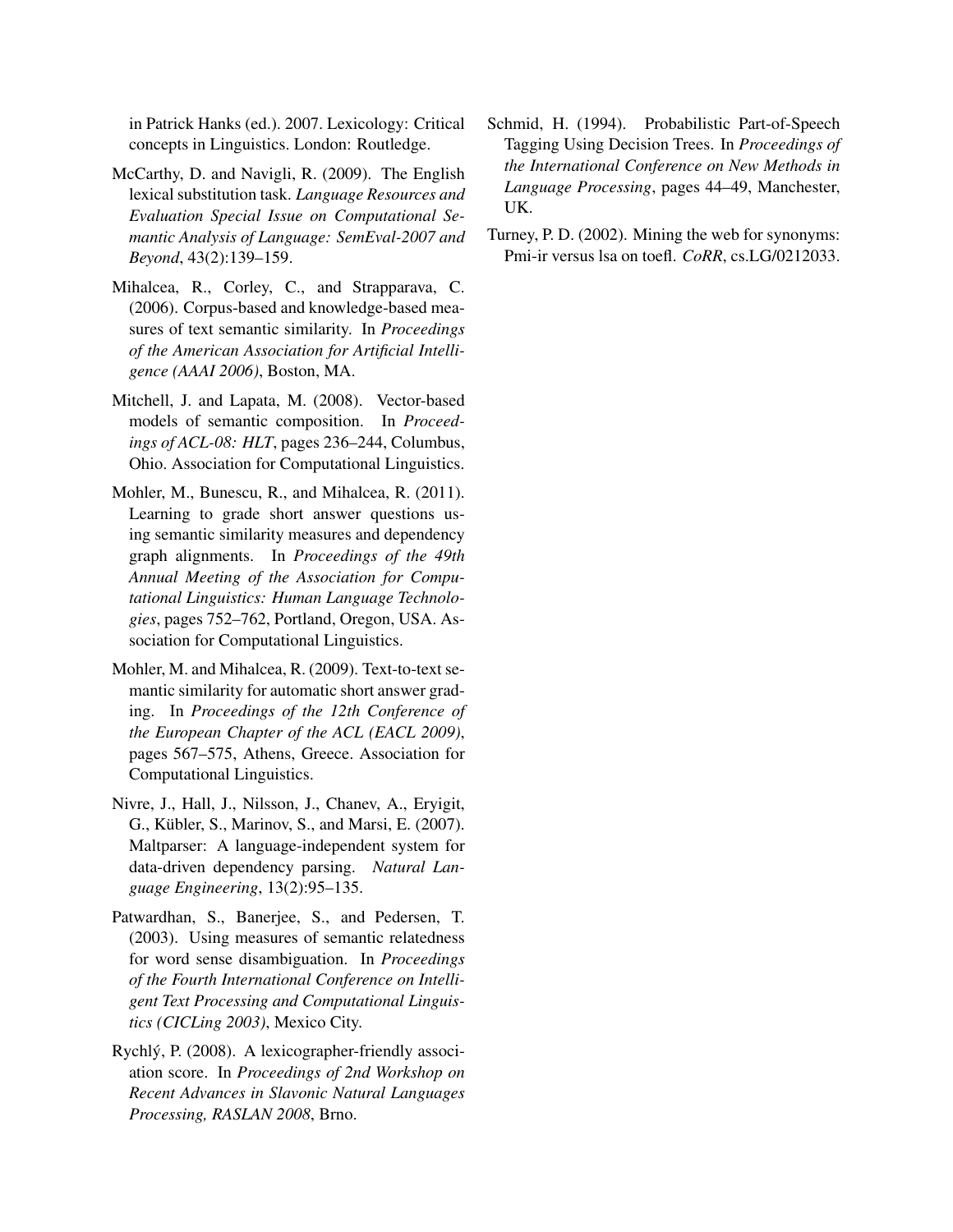in Patrick Hanks (ed.). 2007. Lexicology: Critical concepts in Linguistics. London: Routledge.

McCarthy, D. and Navigli, R. (2009). The English lexical substitution task. *Language Resources and Evaluation Special Issue on Computational Semantic Analysis of Language: SemEval-2007 and Beyond*, 43(2):139–159.

Mihalcea, R., Corley, C., and Strapparava, C. (2006). Corpus-based and knowledge-based measures of text semantic similarity. In *Proceedings of the American Association for Artificial Intelligence (AAAI 2006)*, Boston, MA.

Mitchell, J. and Lapata, M. (2008). Vector-based models of semantic composition. In *Proceedings of ACL-08: HLT*, pages 236–244, Columbus, Ohio. Association for Computational Linguistics.

Mohler, M., Bunescu, R., and Mihalcea, R. (2011). Learning to grade short answer questions using semantic similarity measures and dependency graph alignments. In *Proceedings of the 49th Annual Meeting of the Association for Computational Linguistics: Human Language Technologies*, pages 752–762, Portland, Oregon, USA. Association for Computational Linguistics.

Mohler, M. and Mihalcea, R. (2009). Text-to-text semantic similarity for automatic short answer grading. In *Proceedings of the 12th Conference of the European Chapter of the ACL (EACL 2009)*, pages 567–575, Athens, Greece. Association for Computational Linguistics.

Nivre, J., Hall, J., Nilsson, J., Chanev, A., Eryigit, G., Kübler, S., Marinov, S., and Marsi, E. (2007). Maltparser: A language-independent system for data-driven dependency parsing. *Natural Language Engineering*, 13(2):95–135.

Patwardhan, S., Banerjee, S., and Pedersen, T. (2003). Using measures of semantic relatedness for word sense disambiguation. In *Proceedings of the Fourth International Conference on Intelligent Text Processing and Computational Linguistics (CICLing 2003)*, Mexico City.

Rychlý, P. (2008). A lexicographer-friendly association score. In *Proceedings of 2nd Workshop on Recent Advances in Slavonic Natural Languages Processing, RASLAN 2008*, Brno.

Schmid, H. (1994). Probabilistic Part-of-Speech Tagging Using Decision Trees. In *Proceedings of the International Conference on New Methods in Language Processing*, pages 44–49, Manchester, UK.

Turney, P. D. (2002). Mining the web for synonyms: Pmi-ir versus lsa on toefl. *CoRR*, cs.LG/0212033.